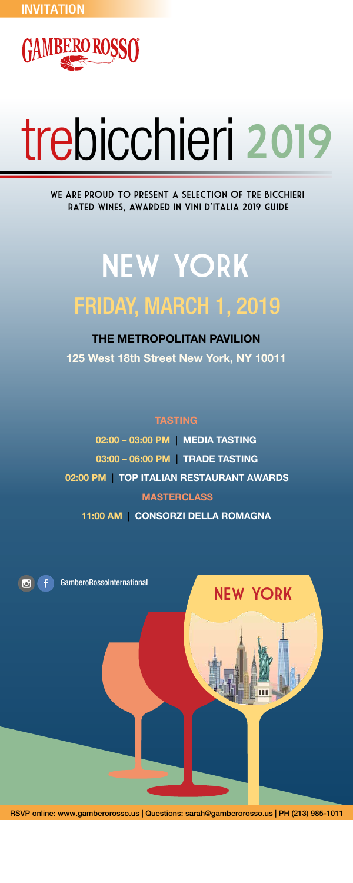INVITATION

GAMBERO ROSSO

# trebicchieri 2019

WE ARE PROUD TO PRESENT A SELECTION OF TRE BICCHIERI RATED WINES, AWARDED IN VINI D'ITALIA 2019 GUIDE

## NEW YORK

## FRIDAY, MARCH 1, 2019

**THE METROPOLITAN PAVILION**

**125 West 18th Street New York, NY 10011**

### TASTING

**02:00 – 03:00 PM | MEDIA TASTING**

**03:00 – 06:00 PM | TRADE TASTING**

**02:00 PM | TOP ITALIAN RESTAURANT AWARDS**

### MASTERCLASS

**11:00 AM | CONSORZI DELLA ROMAGNA**

GamberoRossoInternational

NEW YORK

RSVP online: www.gamberorosso.us | Questions: sarah@gamberorosso.us | PH (213) 985-1011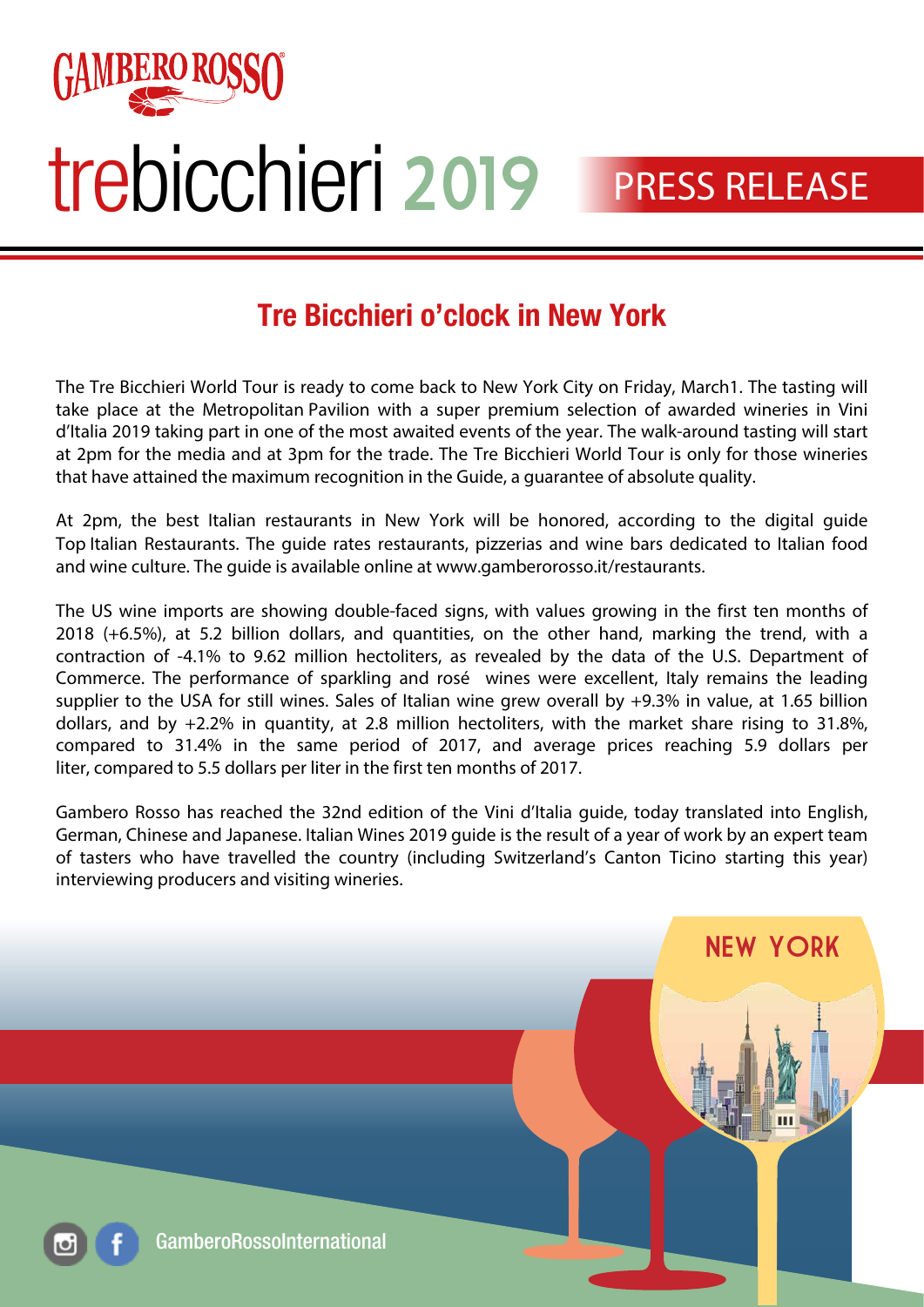# trebicchieri 2019

PRESS RELEASE

## Tre Bicchieri o'clock in New York

The Tre Bicchieri World Tour is ready to come back to New York City on Friday, March1. The tasting will take place at the Metropolitan Pavilion with a super premium selection of awarded wineries in Vini d'Italia 2019 taking part in one of the most awaited events of the year. The walk-around tasting will start at 2pm for the media and at 3pm for the trade. The Tre Bicchieri World Tour is only for those wineries that have attained the maximum recognition in the Guide, a guarantee of absolute quality.

At 2pm, the best Italian restaurants in New York will be honored, according to the digital guide Top Italian Restaurants. The guide rates restaurants, pizzerias and wine bars dedicated to Italian food and wine culture. The guide is available online at www.gamberorosso.it/restaurants.

The US wine imports are showing double-faced signs, with values growing in the first ten months of 2018 (+6.5%), at 5.2 billion dollars, and quantities, on the other hand, marking the trend, with a contraction of -4.1% to 9.62 million hectoliters, as revealed by the data of the U.S. Department of Commerce. The performance of sparkling and rosé wines were excellent, Italy remains the leading supplier to the USA for still wines. Sales of Italian wine grew overall by +9.3% in value, at 1.65 billion dollars, and by +2.2% in quantity, at 2.8 million hectoliters, with the market share rising to 31.8%, compared to 31.4% in the same period of 2017, and average prices reaching 5.9 dollars per liter, compared to 5.5 dollars per liter in the first ten months of 2017.

Gambero Rosso has reached the 32nd edition of the Vini d'Italia guide, today translated into English, German, Chinese and Japanese. Italian Wines 2019 guide is the result of a year of work by an expert team of tasters who have travelled the country (including Switzerland's Canton Ticino starting this year) interviewing producers and visiting wineries.

NEW YORK

GamberoRossoInternational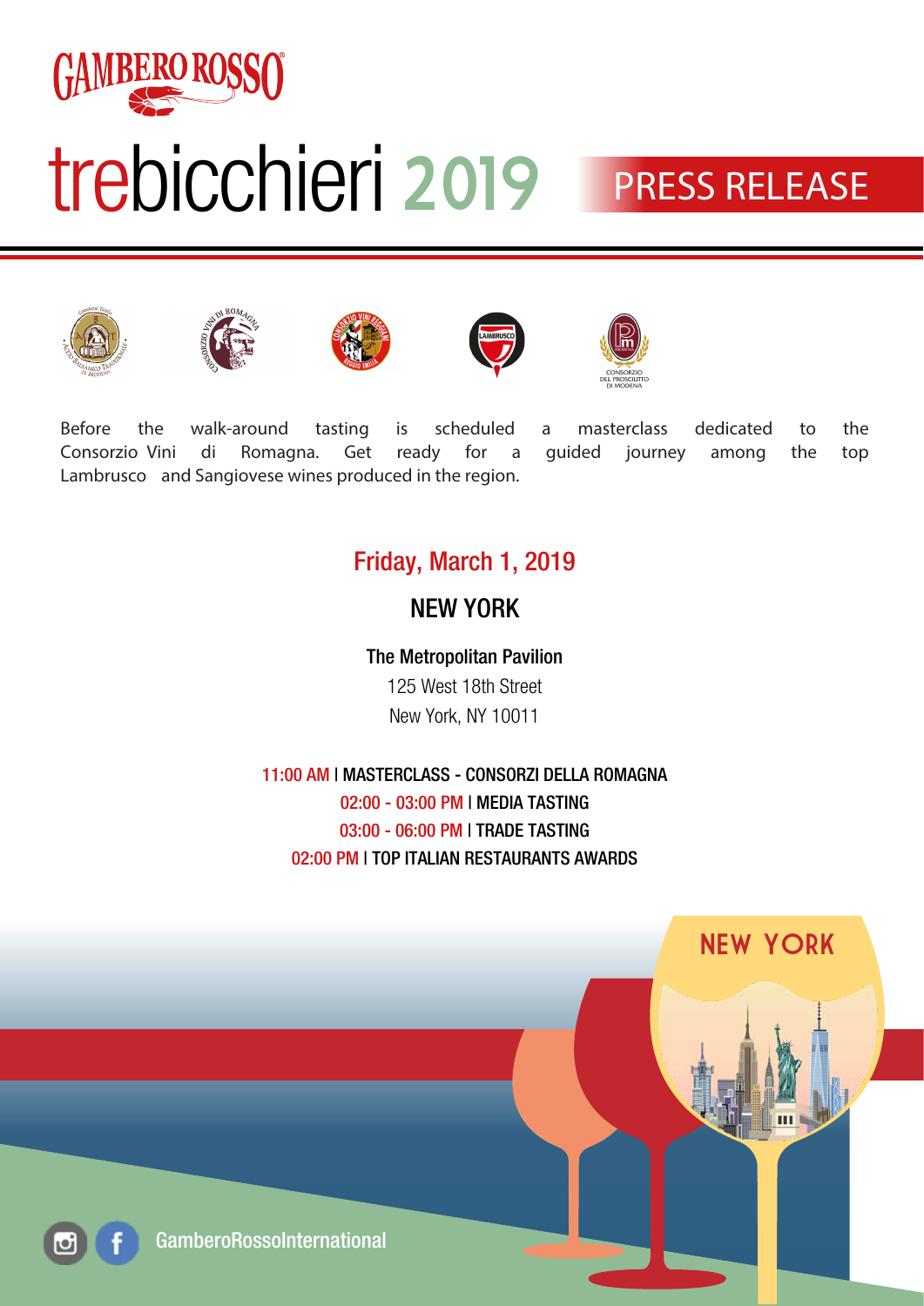# GAMBERO ROSSO

# trebicchieri 2019

## PRESS RELEASE

Before the walk-around tasting is scheduled a masterclass dedicated to the Consorzio Vini di Romagna. Get ready for a guided journey among the top Lambrusco and Sangiovese wines produced in the region.

### Friday, March 1, 2019

### NEW YORK

**The Metropolitan Pavilion**
125 West 18th Street
New York, NY 10011

11:00 AM | MASTERCLASS - CONSORZI DELLA ROMAGNA
02:00 - 03:00 PM | MEDIA TASTING
03:00 - 06:00 PM | TRADE TASTING
02:00 PM | TOP ITALIAN RESTAURANTS AWARDS

NEW YORK

GamberoRossoInternational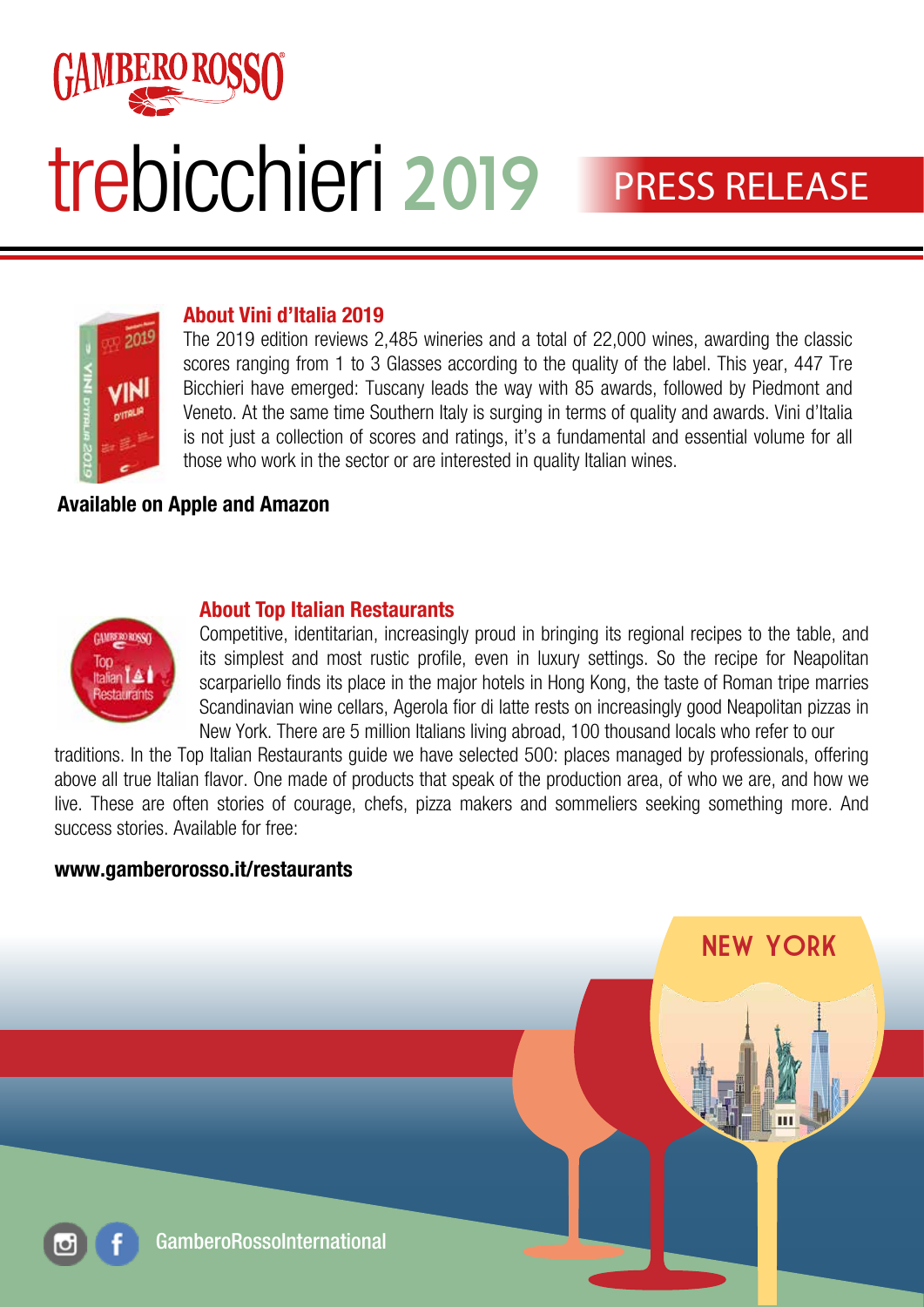# GAMBERO ROSSO

# trebicchieri 2019 PRESS RELEASE

## About Vini d'Italia 2019

The 2019 edition reviews 2,485 wineries and a total of 22,000 wines, awarding the classic scores ranging from 1 to 3 Glasses according to the quality of the label. This year, 447 Tre Bicchieri have emerged: Tuscany leads the way with 85 awards, followed by Piedmont and Veneto. At the same time Southern Italy is surging in terms of quality and awards. Vini d'Italia is not just a collection of scores and ratings, it's a fundamental and essential volume for all those who work in the sector or are interested in quality Italian wines.

**Available on Apple and Amazon**

## About Top Italian Restaurants

Competitive, identitarian, increasingly proud in bringing its regional recipes to the table, and its simplest and most rustic profile, even in luxury settings. So the recipe for Neapolitan scarpariello finds its place in the major hotels in Hong Kong, the taste of Roman tripe marries Scandinavian wine cellars, Agerola fior di latte rests on increasingly good Neapolitan pizzas in New York. There are 5 million Italians living abroad, 100 thousand locals who refer to our traditions. In the Top Italian Restaurants guide we have selected 500: places managed by professionals, offering above all true Italian flavor. One made of products that speak of the production area, of who we are, and how we live. These are often stories of courage, chefs, pizza makers and sommeliers seeking something more. And success stories. Available for free:

**www.gamberorosso.it/restaurants**

NEW YORK

GamberoRossoInternational